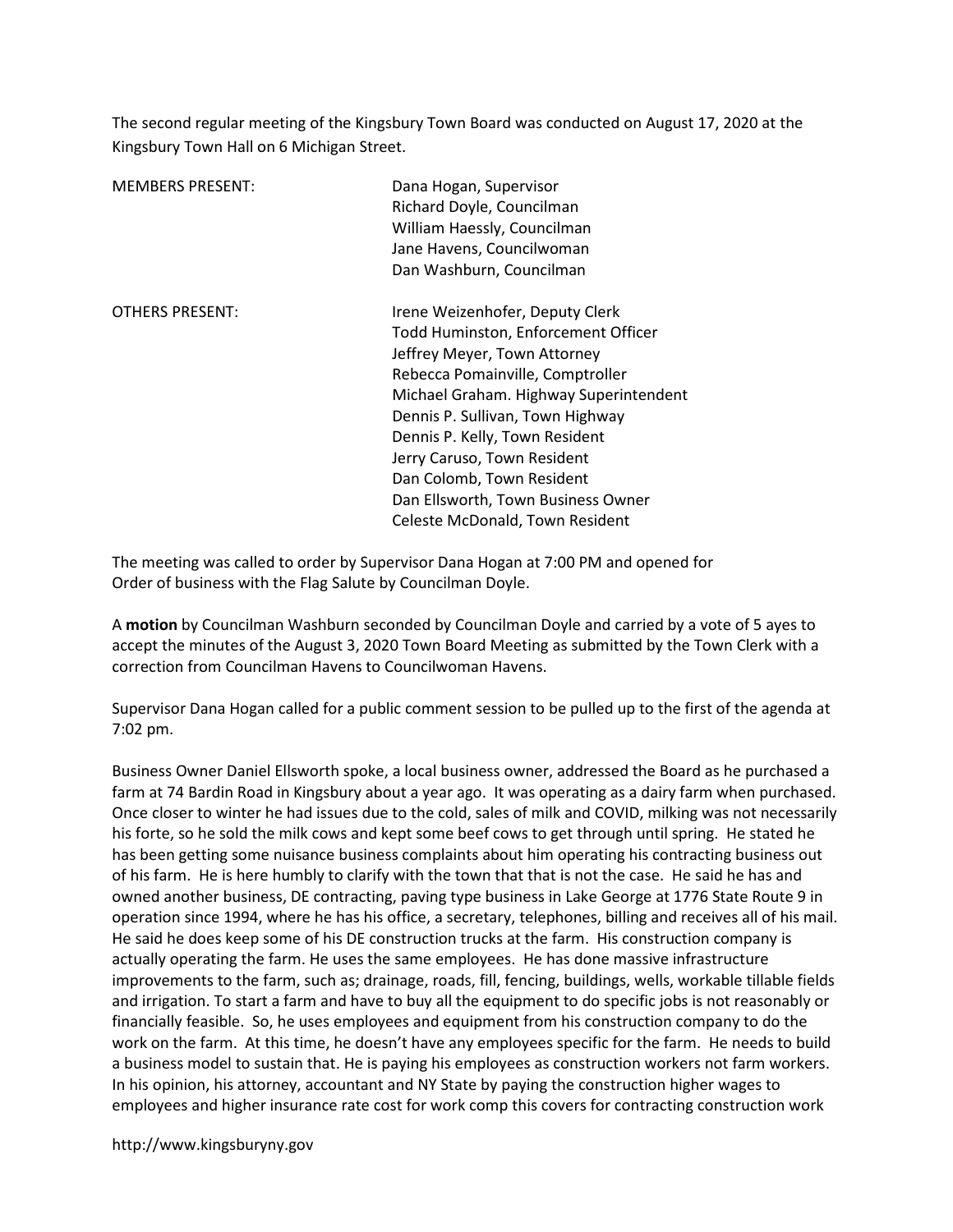The second regular meeting of the Kingsbury Town Board was conducted on August 17, 2020 at the Kingsbury Town Hall on 6 Michigan Street.

| | |
|---|---|
| MEMBERS PRESENT: | Dana Hogan, Supervisor<br>Richard Doyle, Councilman<br>William Haessly, Councilman<br>Jane Havens, Councilwoman<br>Dan Washburn, Councilman |
| OTHERS PRESENT: | Irene Weizenhofer, Deputy Clerk<br>Todd Huminston, Enforcement Officer<br>Jeffrey Meyer, Town Attorney<br>Rebecca Pomainville, Comptroller<br>Michael Graham. Highway Superintendent<br>Dennis P. Sullivan, Town Highway<br>Dennis P. Kelly, Town Resident<br>Jerry Caruso, Town Resident<br>Dan Colomb, Town Resident<br>Dan Ellsworth, Town Business Owner<br>Celeste McDonald, Town Resident |

The meeting was called to order by Supervisor Dana Hogan at 7:00 PM and opened for Order of business with the Flag Salute by Councilman Doyle.

A **motion** by Councilman Washburn seconded by Councilman Doyle and carried by a vote of 5 ayes to accept the minutes of the August 3, 2020 Town Board Meeting as submitted by the Town Clerk with a correction from Councilman Havens to Councilwoman Havens.

Supervisor Dana Hogan called for a public comment session to be pulled up to the first of the agenda at 7:02 pm.

Business Owner Daniel Ellsworth spoke, a local business owner, addressed the Board as he purchased a farm at 74 Bardin Road in Kingsbury about a year ago. It was operating as a dairy farm when purchased. Once closer to winter he had issues due to the cold, sales of milk and COVID, milking was not necessarily his forte, so he sold the milk cows and kept some beef cows to get through until spring. He stated he has been getting some nuisance business complaints about him operating his contracting business out of his farm. He is here humbly to clarify with the town that that is not the case. He said he has and owned another business, DE contracting, paving type business in Lake George at 1776 State Route 9 in operation since 1994, where he has his office, a secretary, telephones, billing and receives all of his mail. He said he does keep some of his DE construction trucks at the farm. His construction company is actually operating the farm. He uses the same employees. He has done massive infrastructure improvements to the farm, such as; drainage, roads, fill, fencing, buildings, wells, workable tillable fields and irrigation. To start a farm and have to buy all the equipment to do specific jobs is not reasonably or financially feasible. So, he uses employees and equipment from his construction company to do the work on the farm. At this time, he doesn't have any employees specific for the farm. He needs to build a business model to sustain that. He is paying his employees as construction workers not farm workers. In his opinion, his attorney, accountant and NY State by paying the construction higher wages to employees and higher insurance rate cost for work comp this covers for contracting construction work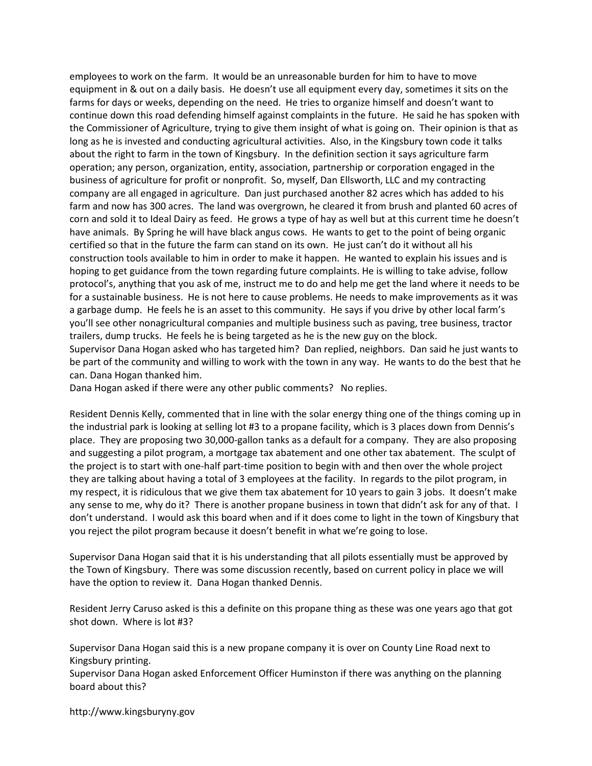employees to work on the farm. It would be an unreasonable burden for him to have to move equipment in & out on a daily basis. He doesn't use all equipment every day, sometimes it sits on the farms for days or weeks, depending on the need. He tries to organize himself and doesn't want to continue down this road defending himself against complaints in the future. He said he has spoken with the Commissioner of Agriculture, trying to give them insight of what is going on. Their opinion is that as long as he is invested and conducting agricultural activities. Also, in the Kingsbury town code it talks about the right to farm in the town of Kingsbury. In the definition section it says agriculture farm operation; any person, organization, entity, association, partnership or corporation engaged in the business of agriculture for profit or nonprofit. So, myself, Dan Ellsworth, LLC and my contracting company are all engaged in agriculture. Dan just purchased another 82 acres which has added to his farm and now has 300 acres. The land was overgrown, he cleared it from brush and planted 60 acres of corn and sold it to Ideal Dairy as feed. He grows a type of hay as well but at this current time he doesn't have animals. By Spring he will have black angus cows. He wants to get to the point of being organic certified so that in the future the farm can stand on its own. He just can't do it without all his construction tools available to him in order to make it happen. He wanted to explain his issues and is hoping to get guidance from the town regarding future complaints. He is willing to take advise, follow protocol's, anything that you ask of me, instruct me to do and help me get the land where it needs to be for a sustainable business. He is not here to cause problems. He needs to make improvements as it was a garbage dump. He feels he is an asset to this community. He says if you drive by other local farm's you'll see other nonagricultural companies and multiple business such as paving, tree business, tractor trailers, dump trucks. He feels he is being targeted as he is the new guy on the block.
Supervisor Dana Hogan asked who has targeted him? Dan replied, neighbors. Dan said he just wants to be part of the community and willing to work with the town in any way. He wants to do the best that he can. Dana Hogan thanked him.
Dana Hogan asked if there were any other public comments? No replies.

Resident Dennis Kelly, commented that in line with the solar energy thing one of the things coming up in the industrial park is looking at selling lot #3 to a propane facility, which is 3 places down from Dennis's place. They are proposing two 30,000-gallon tanks as a default for a company. They are also proposing and suggesting a pilot program, a mortgage tax abatement and one other tax abatement. The sculpt of the project is to start with one-half part-time position to begin with and then over the whole project they are talking about having a total of 3 employees at the facility. In regards to the pilot program, in my respect, it is ridiculous that we give them tax abatement for 10 years to gain 3 jobs. It doesn't make any sense to me, why do it? There is another propane business in town that didn't ask for any of that. I don't understand. I would ask this board when and if it does come to light in the town of Kingsbury that you reject the pilot program because it doesn't benefit in what we're going to lose.

Supervisor Dana Hogan said that it is his understanding that all pilots essentially must be approved by the Town of Kingsbury. There was some discussion recently, based on current policy in place we will have the option to review it. Dana Hogan thanked Dennis.

Resident Jerry Caruso asked is this a definite on this propane thing as these was one years ago that got shot down. Where is lot #3?

Supervisor Dana Hogan said this is a new propane company it is over on County Line Road next to Kingsbury printing.
Supervisor Dana Hogan asked Enforcement Officer Huminston if there was anything on the planning board about this?

http://www.kingsburyny.gov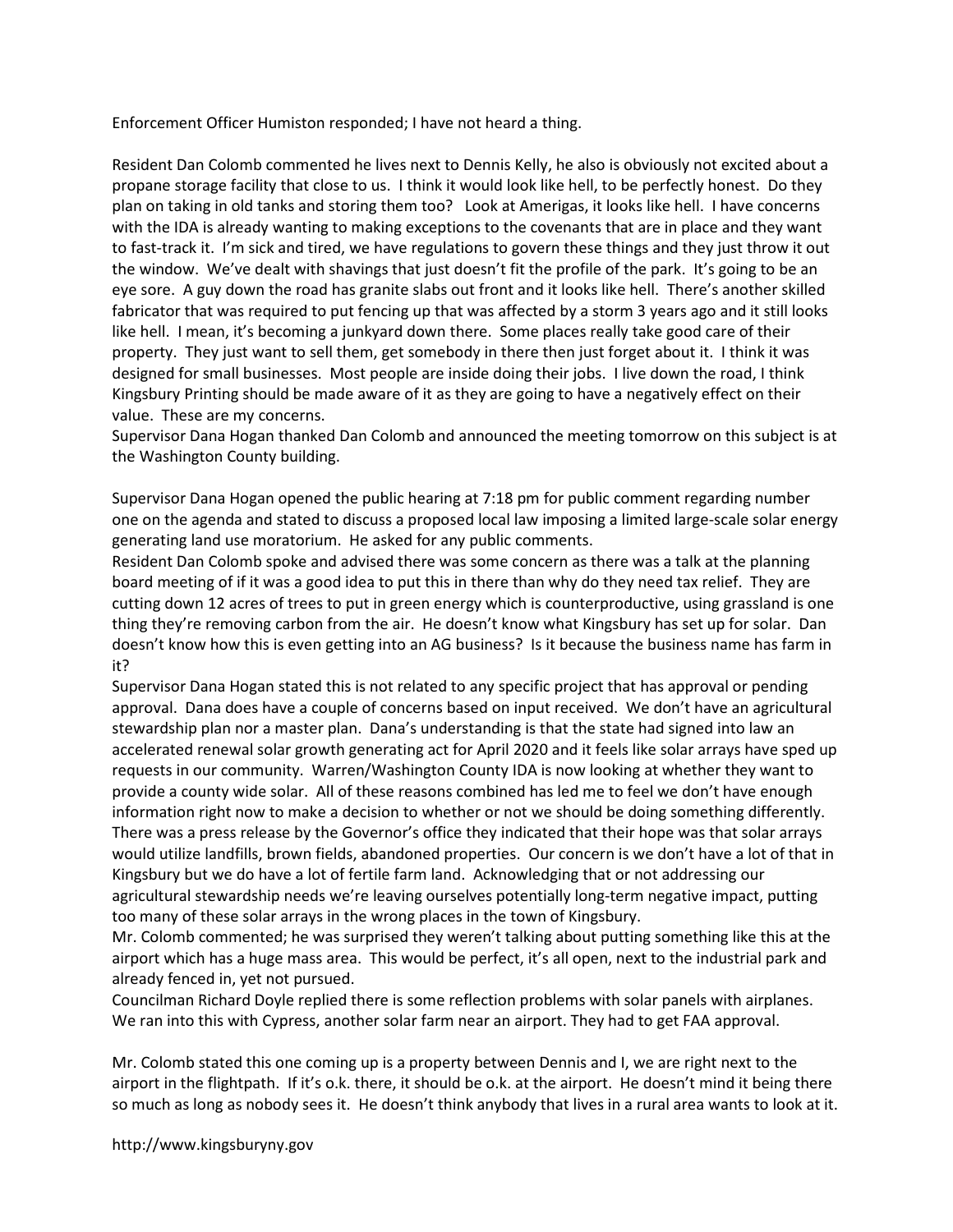Enforcement Officer Humiston responded; I have not heard a thing.

Resident Dan Colomb commented he lives next to Dennis Kelly, he also is obviously not excited about a propane storage facility that close to us. I think it would look like hell, to be perfectly honest. Do they plan on taking in old tanks and storing them too? Look at Amerigas, it looks like hell. I have concerns with the IDA is already wanting to making exceptions to the covenants that are in place and they want to fast-track it. I'm sick and tired, we have regulations to govern these things and they just throw it out the window. We've dealt with shavings that just doesn't fit the profile of the park. It's going to be an eye sore. A guy down the road has granite slabs out front and it looks like hell. There's another skilled fabricator that was required to put fencing up that was affected by a storm 3 years ago and it still looks like hell. I mean, it's becoming a junkyard down there. Some places really take good care of their property. They just want to sell them, get somebody in there then just forget about it. I think it was designed for small businesses. Most people are inside doing their jobs. I live down the road, I think Kingsbury Printing should be made aware of it as they are going to have a negatively effect on their value. These are my concerns.
Supervisor Dana Hogan thanked Dan Colomb and announced the meeting tomorrow on this subject is at the Washington County building.

Supervisor Dana Hogan opened the public hearing at 7:18 pm for public comment regarding number one on the agenda and stated to discuss a proposed local law imposing a limited large-scale solar energy generating land use moratorium. He asked for any public comments.
Resident Dan Colomb spoke and advised there was some concern as there was a talk at the planning board meeting of if it was a good idea to put this in there than why do they need tax relief. They are cutting down 12 acres of trees to put in green energy which is counterproductive, using grassland is one thing they're removing carbon from the air. He doesn't know what Kingsbury has set up for solar. Dan doesn't know how this is even getting into an AG business? Is it because the business name has farm in it?
Supervisor Dana Hogan stated this is not related to any specific project that has approval or pending approval. Dana does have a couple of concerns based on input received. We don't have an agricultural stewardship plan nor a master plan. Dana's understanding is that the state had signed into law an accelerated renewal solar growth generating act for April 2020 and it feels like solar arrays have sped up requests in our community. Warren/Washington County IDA is now looking at whether they want to provide a county wide solar. All of these reasons combined has led me to feel we don't have enough information right now to make a decision to whether or not we should be doing something differently. There was a press release by the Governor's office they indicated that their hope was that solar arrays would utilize landfills, brown fields, abandoned properties. Our concern is we don't have a lot of that in Kingsbury but we do have a lot of fertile farm land. Acknowledging that or not addressing our agricultural stewardship needs we're leaving ourselves potentially long-term negative impact, putting too many of these solar arrays in the wrong places in the town of Kingsbury.
Mr. Colomb commented; he was surprised they weren't talking about putting something like this at the airport which has a huge mass area. This would be perfect, it's all open, next to the industrial park and already fenced in, yet not pursued.
Councilman Richard Doyle replied there is some reflection problems with solar panels with airplanes. We ran into this with Cypress, another solar farm near an airport. They had to get FAA approval.

Mr. Colomb stated this one coming up is a property between Dennis and I, we are right next to the airport in the flightpath. If it's o.k. there, it should be o.k. at the airport. He doesn't mind it being there so much as long as nobody sees it. He doesn't think anybody that lives in a rural area wants to look at it.

http://www.kingsburyny.gov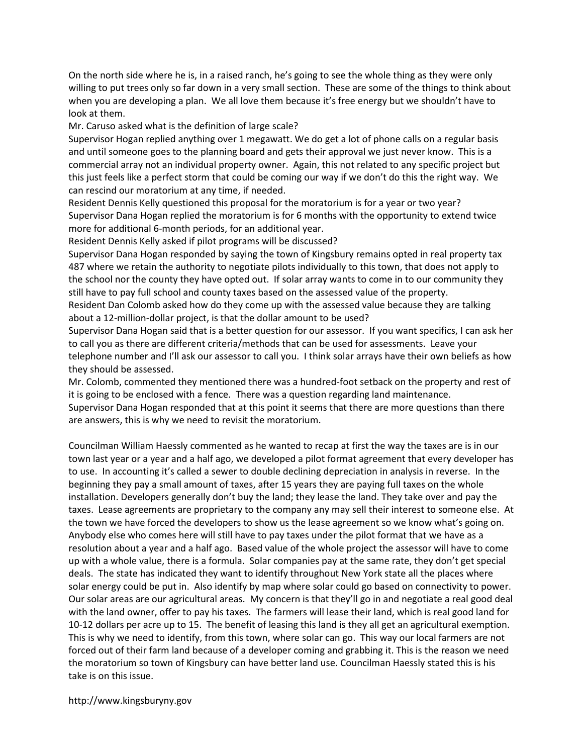On the north side where he is, in a raised ranch, he's going to see the whole thing as they were only willing to put trees only so far down in a very small section. These are some of the things to think about when you are developing a plan. We all love them because it's free energy but we shouldn't have to look at them.

Mr. Caruso asked what is the definition of large scale?

Supervisor Hogan replied anything over 1 megawatt. We do get a lot of phone calls on a regular basis and until someone goes to the planning board and gets their approval we just never know. This is a commercial array not an individual property owner. Again, this not related to any specific project but this just feels like a perfect storm that could be coming our way if we don't do this the right way. We can rescind our moratorium at any time, if needed.

Resident Dennis Kelly questioned this proposal for the moratorium is for a year or two year?

Supervisor Dana Hogan replied the moratorium is for 6 months with the opportunity to extend twice more for additional 6-month periods, for an additional year.

Resident Dennis Kelly asked if pilot programs will be discussed?

Supervisor Dana Hogan responded by saying the town of Kingsbury remains opted in real property tax 487 where we retain the authority to negotiate pilots individually to this town, that does not apply to the school nor the county they have opted out. If solar array wants to come in to our community they still have to pay full school and county taxes based on the assessed value of the property.

Resident Dan Colomb asked how do they come up with the assessed value because they are talking about a 12-million-dollar project, is that the dollar amount to be used?

Supervisor Dana Hogan said that is a better question for our assessor. If you want specifics, I can ask her to call you as there are different criteria/methods that can be used for assessments. Leave your telephone number and I'll ask our assessor to call you. I think solar arrays have their own beliefs as how they should be assessed.

Mr. Colomb, commented they mentioned there was a hundred-foot setback on the property and rest of it is going to be enclosed with a fence. There was a question regarding land maintenance.

Supervisor Dana Hogan responded that at this point it seems that there are more questions than there are answers, this is why we need to revisit the moratorium.

Councilman William Haessly commented as he wanted to recap at first the way the taxes are is in our town last year or a year and a half ago, we developed a pilot format agreement that every developer has to use. In accounting it's called a sewer to double declining depreciation in analysis in reverse. In the beginning they pay a small amount of taxes, after 15 years they are paying full taxes on the whole installation. Developers generally don't buy the land; they lease the land. They take over and pay the taxes. Lease agreements are proprietary to the company any may sell their interest to someone else. At the town we have forced the developers to show us the lease agreement so we know what's going on. Anybody else who comes here will still have to pay taxes under the pilot format that we have as a resolution about a year and a half ago. Based value of the whole project the assessor will have to come up with a whole value, there is a formula. Solar companies pay at the same rate, they don't get special deals. The state has indicated they want to identify throughout New York state all the places where solar energy could be put in. Also identify by map where solar could go based on connectivity to power. Our solar areas are our agricultural areas. My concern is that they'll go in and negotiate a real good deal with the land owner, offer to pay his taxes. The farmers will lease their land, which is real good land for 10-12 dollars per acre up to 15. The benefit of leasing this land is they all get an agricultural exemption. This is why we need to identify, from this town, where solar can go. This way our local farmers are not forced out of their farm land because of a developer coming and grabbing it. This is the reason we need the moratorium so town of Kingsbury can have better land use. Councilman Haessly stated this is his take is on this issue.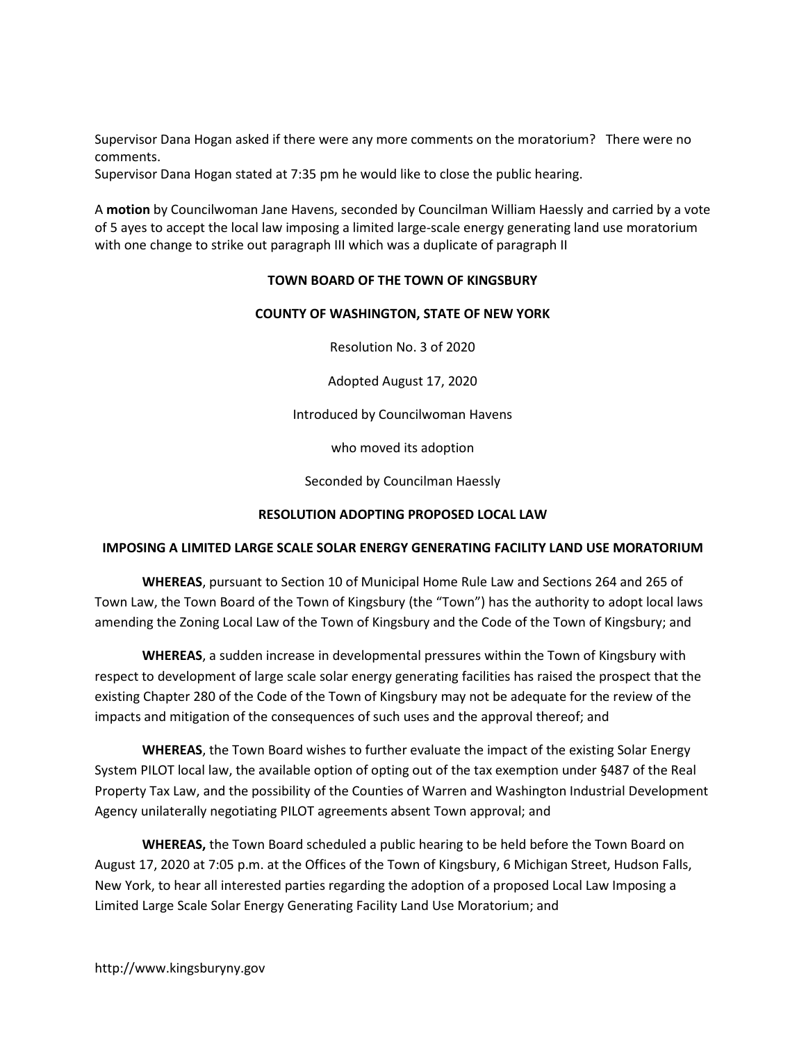Supervisor Dana Hogan asked if there were any more comments on the moratorium? There were no comments.
Supervisor Dana Hogan stated at 7:35 pm he would like to close the public hearing.

A **motion** by Councilwoman Jane Havens, seconded by Councilman William Haessly and carried by a vote of 5 ayes to accept the local law imposing a limited large-scale energy generating land use moratorium with one change to strike out paragraph III which was a duplicate of paragraph II

**TOWN BOARD OF THE TOWN OF KINGSBURY**

**COUNTY OF WASHINGTON, STATE OF NEW YORK**

Resolution No. 3 of 2020

Adopted August 17, 2020

Introduced by Councilwoman Havens

who moved its adoption

Seconded by Councilman Haessly

**RESOLUTION ADOPTING PROPOSED LOCAL LAW**

**IMPOSING A LIMITED LARGE SCALE SOLAR ENERGY GENERATING FACILITY LAND USE MORATORIUM**

**WHEREAS**, pursuant to Section 10 of Municipal Home Rule Law and Sections 264 and 265 of Town Law, the Town Board of the Town of Kingsbury (the "Town") has the authority to adopt local laws amending the Zoning Local Law of the Town of Kingsbury and the Code of the Town of Kingsbury; and

**WHEREAS**, a sudden increase in developmental pressures within the Town of Kingsbury with respect to development of large scale solar energy generating facilities has raised the prospect that the existing Chapter 280 of the Code of the Town of Kingsbury may not be adequate for the review of the impacts and mitigation of the consequences of such uses and the approval thereof; and

**WHEREAS**, the Town Board wishes to further evaluate the impact of the existing Solar Energy System PILOT local law, the available option of opting out of the tax exemption under §487 of the Real Property Tax Law, and the possibility of the Counties of Warren and Washington Industrial Development Agency unilaterally negotiating PILOT agreements absent Town approval; and

**WHEREAS,** the Town Board scheduled a public hearing to be held before the Town Board on August 17, 2020 at 7:05 p.m. at the Offices of the Town of Kingsbury, 6 Michigan Street, Hudson Falls, New York, to hear all interested parties regarding the adoption of a proposed Local Law Imposing a Limited Large Scale Solar Energy Generating Facility Land Use Moratorium; and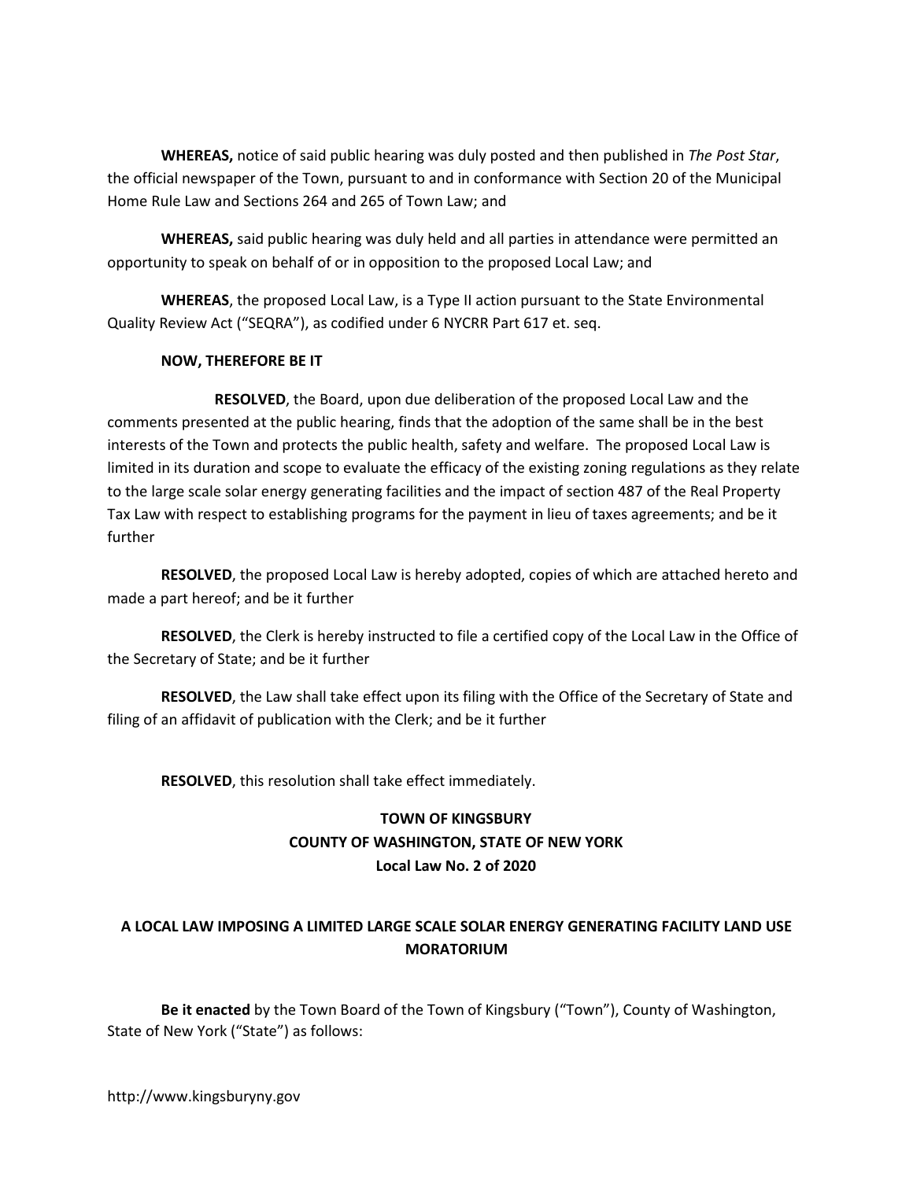**WHEREAS,** notice of said public hearing was duly posted and then published in *The Post Star*, the official newspaper of the Town, pursuant to and in conformance with Section 20 of the Municipal Home Rule Law and Sections 264 and 265 of Town Law; and

**WHEREAS,** said public hearing was duly held and all parties in attendance were permitted an opportunity to speak on behalf of or in opposition to the proposed Local Law; and

**WHEREAS**, the proposed Local Law, is a Type II action pursuant to the State Environmental Quality Review Act ("SEQRA"), as codified under 6 NYCRR Part 617 et. seq.

**NOW, THEREFORE BE IT**

**RESOLVED**, the Board, upon due deliberation of the proposed Local Law and the comments presented at the public hearing, finds that the adoption of the same shall be in the best interests of the Town and protects the public health, safety and welfare. The proposed Local Law is limited in its duration and scope to evaluate the efficacy of the existing zoning regulations as they relate to the large scale solar energy generating facilities and the impact of section 487 of the Real Property Tax Law with respect to establishing programs for the payment in lieu of taxes agreements; and be it further

**RESOLVED**, the proposed Local Law is hereby adopted, copies of which are attached hereto and made a part hereof; and be it further

**RESOLVED**, the Clerk is hereby instructed to file a certified copy of the Local Law in the Office of the Secretary of State; and be it further

**RESOLVED**, the Law shall take effect upon its filing with the Office of the Secretary of State and filing of an affidavit of publication with the Clerk; and be it further

**RESOLVED**, this resolution shall take effect immediately.

**TOWN OF KINGSBURY**
**COUNTY OF WASHINGTON, STATE OF NEW YORK**
**Local Law No. 2 of 2020**

## A LOCAL LAW IMPOSING A LIMITED LARGE SCALE SOLAR ENERGY GENERATING FACILITY LAND USE MORATORIUM

**Be it enacted** by the Town Board of the Town of Kingsbury ("Town"), County of Washington, State of New York ("State") as follows:

http://www.kingsburyny.gov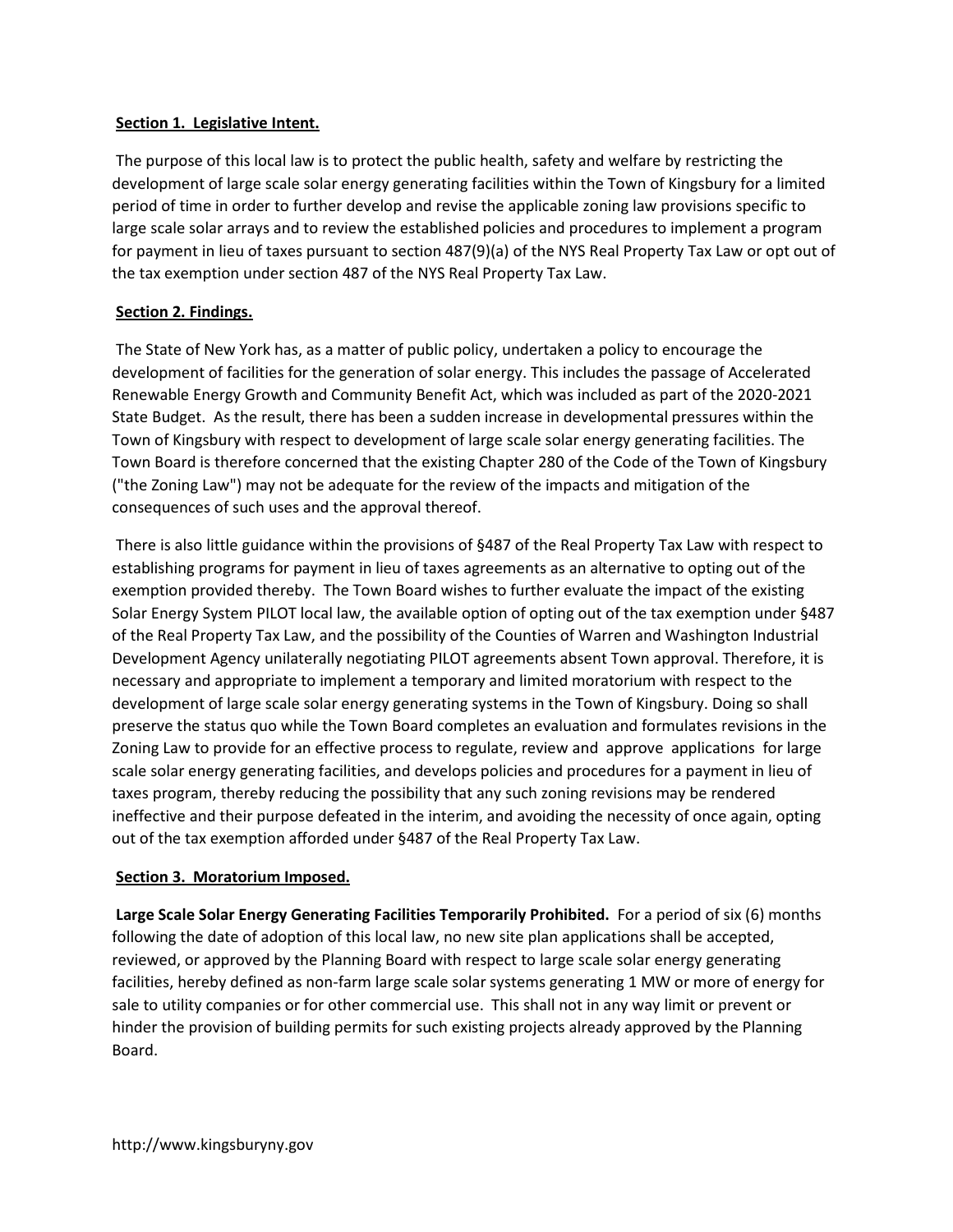**Section 1. Legislative Intent.**

The purpose of this local law is to protect the public health, safety and welfare by restricting the development of large scale solar energy generating facilities within the Town of Kingsbury for a limited period of time in order to further develop and revise the applicable zoning law provisions specific to large scale solar arrays and to review the established policies and procedures to implement a program for payment in lieu of taxes pursuant to section 487(9)(a) of the NYS Real Property Tax Law or opt out of the tax exemption under section 487 of the NYS Real Property Tax Law.

**Section 2. Findings.**

The State of New York has, as a matter of public policy, undertaken a policy to encourage the development of facilities for the generation of solar energy. This includes the passage of Accelerated Renewable Energy Growth and Community Benefit Act, which was included as part of the 2020-2021 State Budget. As the result, there has been a sudden increase in developmental pressures within the Town of Kingsbury with respect to development of large scale solar energy generating facilities. The Town Board is therefore concerned that the existing Chapter 280 of the Code of the Town of Kingsbury ("the Zoning Law") may not be adequate for the review of the impacts and mitigation of the consequences of such uses and the approval thereof.

There is also little guidance within the provisions of §487 of the Real Property Tax Law with respect to establishing programs for payment in lieu of taxes agreements as an alternative to opting out of the exemption provided thereby. The Town Board wishes to further evaluate the impact of the existing Solar Energy System PILOT local law, the available option of opting out of the tax exemption under §487 of the Real Property Tax Law, and the possibility of the Counties of Warren and Washington Industrial Development Agency unilaterally negotiating PILOT agreements absent Town approval. Therefore, it is necessary and appropriate to implement a temporary and limited moratorium with respect to the development of large scale solar energy generating systems in the Town of Kingsbury. Doing so shall preserve the status quo while the Town Board completes an evaluation and formulates revisions in the Zoning Law to provide for an effective process to regulate, review and approve applications for large scale solar energy generating facilities, and develops policies and procedures for a payment in lieu of taxes program, thereby reducing the possibility that any such zoning revisions may be rendered ineffective and their purpose defeated in the interim, and avoiding the necessity of once again, opting out of the tax exemption afforded under §487 of the Real Property Tax Law.

**Section 3. Moratorium Imposed.**

**Large Scale Solar Energy Generating Facilities Temporarily Prohibited.** For a period of six (6) months following the date of adoption of this local law, no new site plan applications shall be accepted, reviewed, or approved by the Planning Board with respect to large scale solar energy generating facilities, hereby defined as non-farm large scale solar systems generating 1 MW or more of energy for sale to utility companies or for other commercial use. This shall not in any way limit or prevent or hinder the provision of building permits for such existing projects already approved by the Planning Board.

http://www.kingsburyny.gov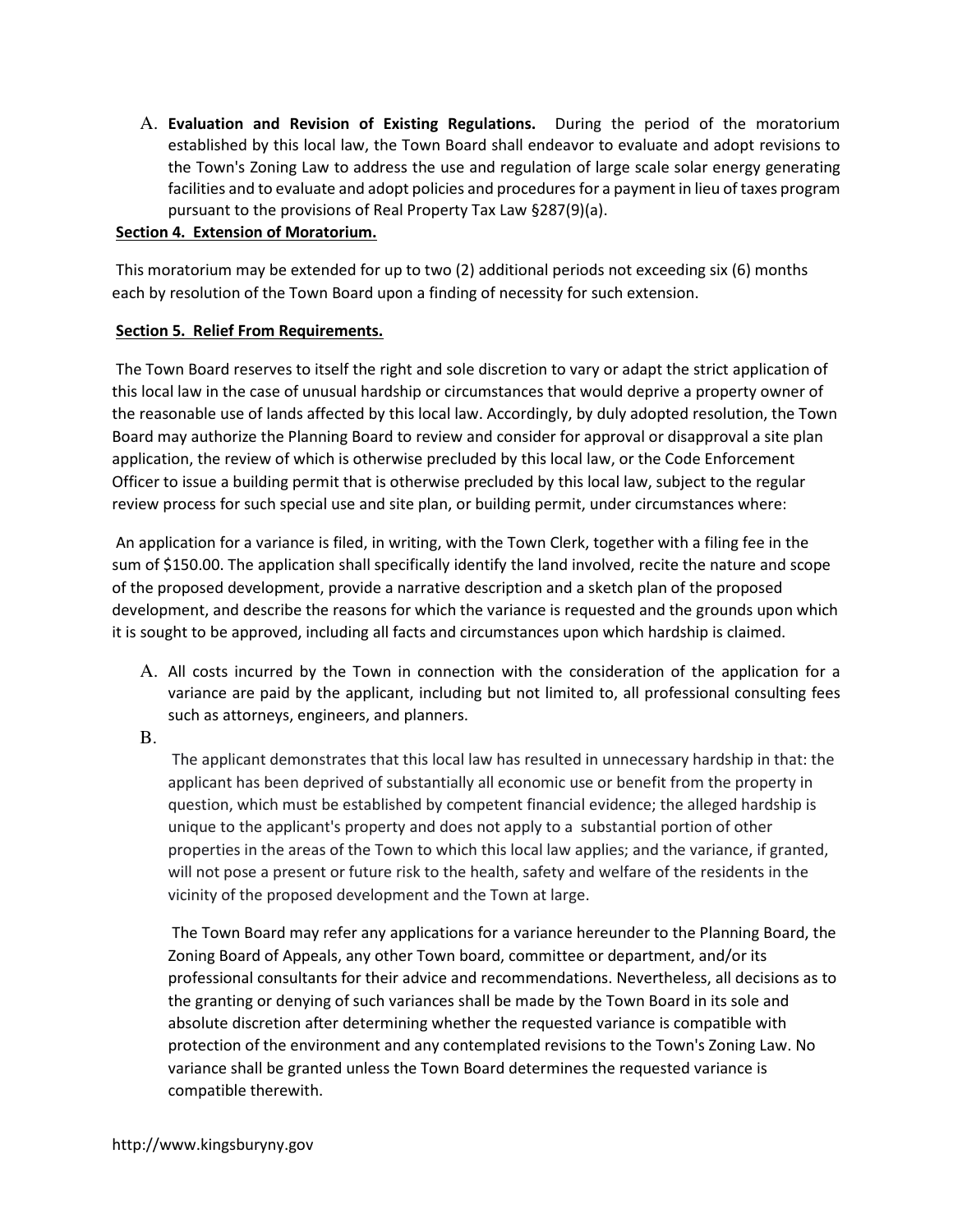A. **Evaluation and Revision of Existing Regulations.** During the period of the moratorium established by this local law, the Town Board shall endeavor to evaluate and adopt revisions to the Town's Zoning Law to address the use and regulation of large scale solar energy generating facilities and to evaluate and adopt policies and procedures for a payment in lieu of taxes program pursuant to the provisions of Real Property Tax Law §287(9)(a).

**<u>Section 4. Extension of Moratorium.</u>**

This moratorium may be extended for up to two (2) additional periods not exceeding six (6) months each by resolution of the Town Board upon a finding of necessity for such extension.

**<u>Section 5. Relief From Requirements.</u>**

The Town Board reserves to itself the right and sole discretion to vary or adapt the strict application of this local law in the case of unusual hardship or circumstances that would deprive a property owner of the reasonable use of lands affected by this local law. Accordingly, by duly adopted resolution, the Town Board may authorize the Planning Board to review and consider for approval or disapproval a site plan application, the review of which is otherwise precluded by this local law, or the Code Enforcement Officer to issue a building permit that is otherwise precluded by this local law, subject to the regular review process for such special use and site plan, or building permit, under circumstances where:

An application for a variance is filed, in writing, with the Town Clerk, together with a filing fee in the sum of $150.00. The application shall specifically identify the land involved, recite the nature and scope of the proposed development, provide a narrative description and a sketch plan of the proposed development, and describe the reasons for which the variance is requested and the grounds upon which it is sought to be approved, including all facts and circumstances upon which hardship is claimed.

A. All costs incurred by the Town in connection with the consideration of the application for a variance are paid by the applicant, including but not limited to, all professional consulting fees such as attorneys, engineers, and planners.

B. The applicant demonstrates that this local law has resulted in unnecessary hardship in that: the applicant has been deprived of substantially all economic use or benefit from the property in question, which must be established by competent financial evidence; the alleged hardship is unique to the applicant's property and does not apply to a substantial portion of other properties in the areas of the Town to which this local law applies; and the variance, if granted, will not pose a present or future risk to the health, safety and welfare of the residents in the vicinity of the proposed development and the Town at large.

   The Town Board may refer any applications for a variance hereunder to the Planning Board, the Zoning Board of Appeals, any other Town board, committee or department, and/or its professional consultants for their advice and recommendations. Nevertheless, all decisions as to the granting or denying of such variances shall be made by the Town Board in its sole and absolute discretion after determining whether the requested variance is compatible with protection of the environment and any contemplated revisions to the Town's Zoning Law. No variance shall be granted unless the Town Board determines the requested variance is compatible therewith.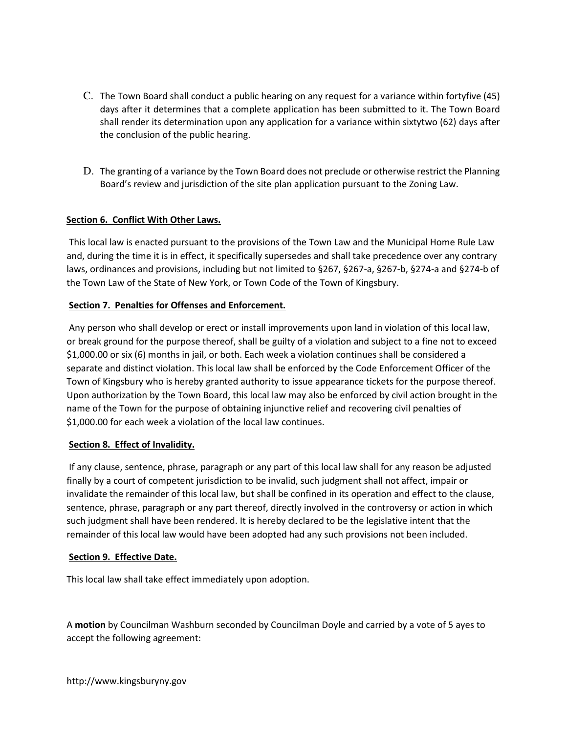C. The Town Board shall conduct a public hearing on any request for a variance within fortyfive (45) days after it determines that a complete application has been submitted to it. The Town Board shall render its determination upon any application for a variance within sixtytwo (62) days after the conclusion of the public hearing.

D. The granting of a variance by the Town Board does not preclude or otherwise restrict the Planning Board's review and jurisdiction of the site plan application pursuant to the Zoning Law.

**Section 6. Conflict With Other Laws.**

This local law is enacted pursuant to the provisions of the Town Law and the Municipal Home Rule Law and, during the time it is in effect, it specifically supersedes and shall take precedence over any contrary laws, ordinances and provisions, including but not limited to §267, §267-a, §267-b, §274-a and §274-b of the Town Law of the State of New York, or Town Code of the Town of Kingsbury.

**Section 7. Penalties for Offenses and Enforcement.**

Any person who shall develop or erect or install improvements upon land in violation of this local law, or break ground for the purpose thereof, shall be guilty of a violation and subject to a fine not to exceed $1,000.00 or six (6) months in jail, or both. Each week a violation continues shall be considered a separate and distinct violation. This local law shall be enforced by the Code Enforcement Officer of the Town of Kingsbury who is hereby granted authority to issue appearance tickets for the purpose thereof. Upon authorization by the Town Board, this local law may also be enforced by civil action brought in the name of the Town for the purpose of obtaining injunctive relief and recovering civil penalties of $1,000.00 for each week a violation of the local law continues.

**Section 8. Effect of Invalidity.**

If any clause, sentence, phrase, paragraph or any part of this local law shall for any reason be adjusted finally by a court of competent jurisdiction to be invalid, such judgment shall not affect, impair or invalidate the remainder of this local law, but shall be confined in its operation and effect to the clause, sentence, phrase, paragraph or any part thereof, directly involved in the controversy or action in which such judgment shall have been rendered. It is hereby declared to be the legislative intent that the remainder of this local law would have been adopted had any such provisions not been included.

**Section 9. Effective Date.**

This local law shall take effect immediately upon adoption.

A **motion** by Councilman Washburn seconded by Councilman Doyle and carried by a vote of 5 ayes to accept the following agreement: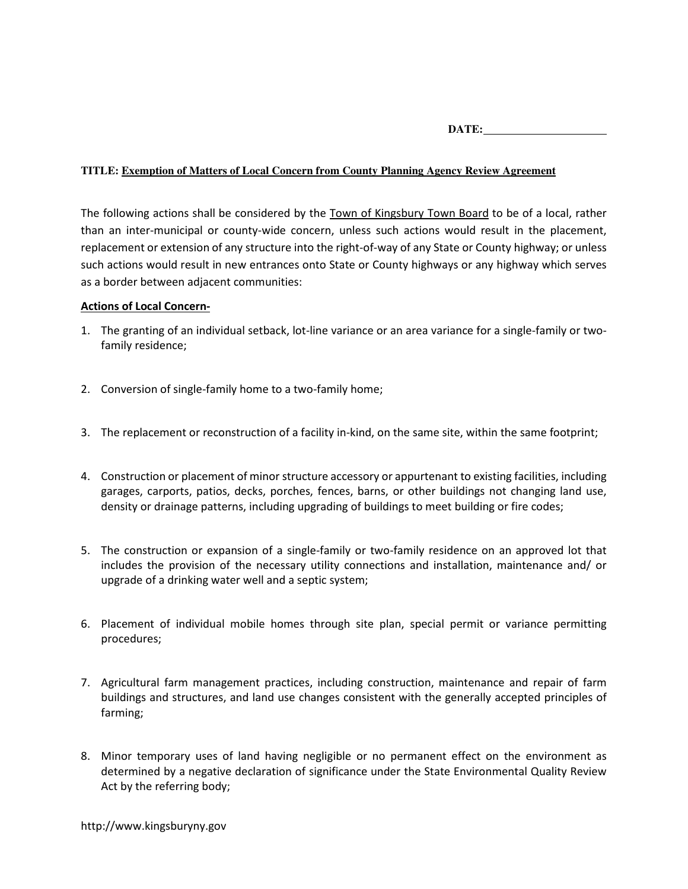**DATE:** \_\_\_\_\_\_\_\_\_\_\_\_\_\_\_\_\_\_\_\_

**TITLE: Exemption of Matters of Local Concern from County Planning Agency Review Agreement**

The following actions shall be considered by the Town of Kingsbury Town Board to be of a local, rather than an inter-municipal or county-wide concern, unless such actions would result in the placement, replacement or extension of any structure into the right-of-way of any State or County highway; or unless such actions would result in new entrances onto State or County highways or any highway which serves as a border between adjacent communities:

**Actions of Local Concern-**

1. The granting of an individual setback, lot-line variance or an area variance for a single-family or two-family residence;

2. Conversion of single-family home to a two-family home;

3. The replacement or reconstruction of a facility in-kind, on the same site, within the same footprint;

4. Construction or placement of minor structure accessory or appurtenant to existing facilities, including garages, carports, patios, decks, porches, fences, barns, or other buildings not changing land use, density or drainage patterns, including upgrading of buildings to meet building or fire codes;

5. The construction or expansion of a single-family or two-family residence on an approved lot that includes the provision of the necessary utility connections and installation, maintenance and/ or upgrade of a drinking water well and a septic system;

6. Placement of individual mobile homes through site plan, special permit or variance permitting procedures;

7. Agricultural farm management practices, including construction, maintenance and repair of farm buildings and structures, and land use changes consistent with the generally accepted principles of farming;

8. Minor temporary uses of land having negligible or no permanent effect on the environment as determined by a negative declaration of significance under the State Environmental Quality Review Act by the referring body;

http://www.kingsburyny.gov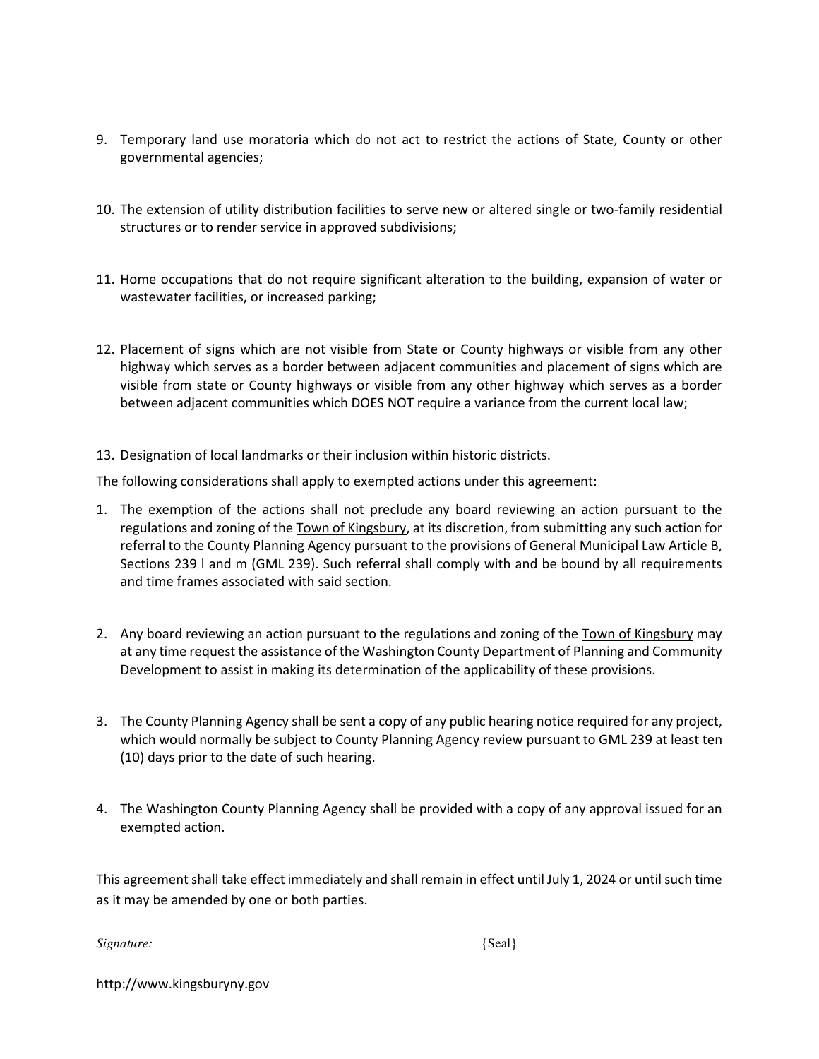9. Temporary land use moratoria which do not act to restrict the actions of State, County or other governmental agencies;

10. The extension of utility distribution facilities to serve new or altered single or two-family residential structures or to render service in approved subdivisions;

11. Home occupations that do not require significant alteration to the building, expansion of water or wastewater facilities, or increased parking;

12. Placement of signs which are not visible from State or County highways or visible from any other highway which serves as a border between adjacent communities and placement of signs which are visible from state or County highways or visible from any other highway which serves as a border between adjacent communities which DOES NOT require a variance from the current local law;

13. Designation of local landmarks or their inclusion within historic districts.

The following considerations shall apply to exempted actions under this agreement:

1. The exemption of the actions shall not preclude any board reviewing an action pursuant to the regulations and zoning of the Town of Kingsbury, at its discretion, from submitting any such action for referral to the County Planning Agency pursuant to the provisions of General Municipal Law Article B, Sections 239 l and m (GML 239). Such referral shall comply with and be bound by all requirements and time frames associated with said section.

2. Any board reviewing an action pursuant to the regulations and zoning of the Town of Kingsbury may at any time request the assistance of the Washington County Department of Planning and Community Development to assist in making its determination of the applicability of these provisions.

3. The County Planning Agency shall be sent a copy of any public hearing notice required for any project, which would normally be subject to County Planning Agency review pursuant to GML 239 at least ten (10) days prior to the date of such hearing.

4. The Washington County Planning Agency shall be provided with a copy of any approval issued for an exempted action.

This agreement shall take effect immediately and shall remain in effect until July 1, 2024 or until such time as it may be amended by one or both parties.

*Signature:* ________________________________ {Seal}

http://www.kingsburyny.gov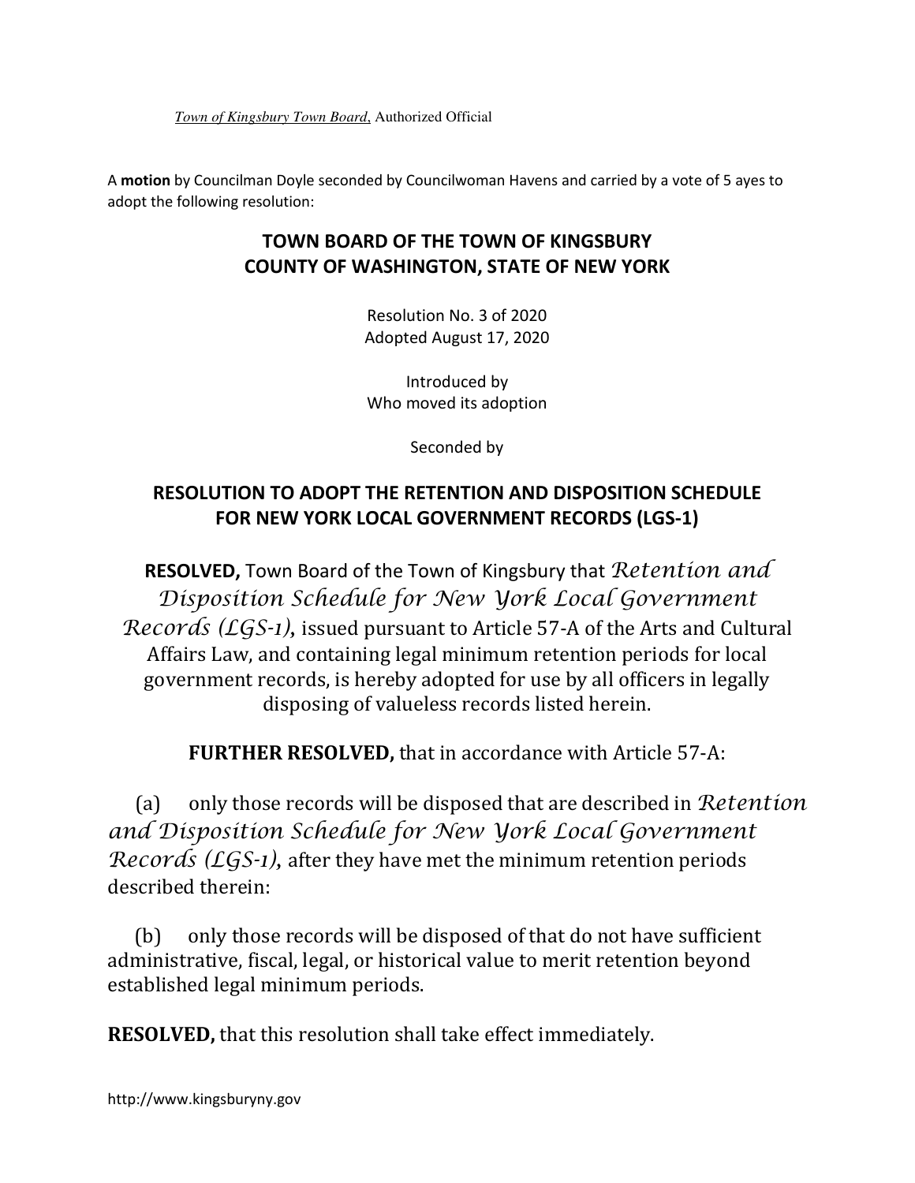*Town of Kingsbury Town Board*, Authorized Official

A **motion** by Councilman Doyle seconded by Councilwoman Havens and carried by a vote of 5 ayes to adopt the following resolution:

## TOWN BOARD OF THE TOWN OF KINGSBURY
## COUNTY OF WASHINGTON, STATE OF NEW YORK

Resolution No. 3 of 2020
Adopted August 17, 2020

Introduced by
Who moved its adoption

Seconded by

## RESOLUTION TO ADOPT THE RETENTION AND DISPOSITION SCHEDULE FOR NEW YORK LOCAL GOVERNMENT RECORDS (LGS-1)

**RESOLVED,** Town Board of the Town of Kingsbury that *Retention and Disposition Schedule for New York Local Government Records (LGS-1)*, issued pursuant to Article 57-A of the Arts and Cultural Affairs Law, and containing legal minimum retention periods for local government records, is hereby adopted for use by all officers in legally disposing of valueless records listed herein.

**FURTHER RESOLVED,** that in accordance with Article 57-A:

(a) only those records will be disposed that are described in *Retention and Disposition Schedule for New York Local Government Records (LGS-1)*, after they have met the minimum retention periods described therein:

(b) only those records will be disposed of that do not have sufficient administrative, fiscal, legal, or historical value to merit retention beyond established legal minimum periods.

**RESOLVED,** that this resolution shall take effect immediately.

http://www.kingsburyny.gov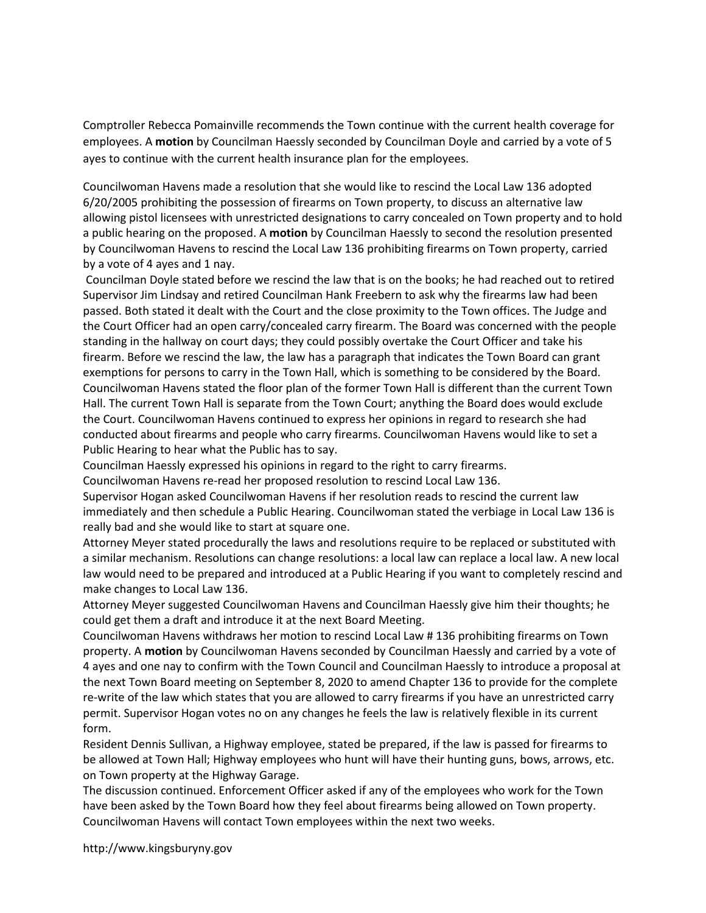Comptroller Rebecca Pomainville recommends the Town continue with the current health coverage for employees. A **motion** by Councilman Haessly seconded by Councilman Doyle and carried by a vote of 5 ayes to continue with the current health insurance plan for the employees.

Councilwoman Havens made a resolution that she would like to rescind the Local Law 136 adopted 6/20/2005 prohibiting the possession of firearms on Town property, to discuss an alternative law allowing pistol licensees with unrestricted designations to carry concealed on Town property and to hold a public hearing on the proposed. A **motion** by Councilman Haessly to second the resolution presented by Councilwoman Havens to rescind the Local Law 136 prohibiting firearms on Town property, carried by a vote of 4 ayes and 1 nay.

Councilman Doyle stated before we rescind the law that is on the books; he had reached out to retired Supervisor Jim Lindsay and retired Councilman Hank Freebern to ask why the firearms law had been passed. Both stated it dealt with the Court and the close proximity to the Town offices. The Judge and the Court Officer had an open carry/concealed carry firearm. The Board was concerned with the people standing in the hallway on court days; they could possibly overtake the Court Officer and take his firearm. Before we rescind the law, the law has a paragraph that indicates the Town Board can grant exemptions for persons to carry in the Town Hall, which is something to be considered by the Board. Councilwoman Havens stated the floor plan of the former Town Hall is different than the current Town Hall. The current Town Hall is separate from the Town Court; anything the Board does would exclude the Court. Councilwoman Havens continued to express her opinions in regard to research she had conducted about firearms and people who carry firearms. Councilwoman Havens would like to set a Public Hearing to hear what the Public has to say.

Councilman Haessly expressed his opinions in regard to the right to carry firearms.

Councilwoman Havens re-read her proposed resolution to rescind Local Law 136.

Supervisor Hogan asked Councilwoman Havens if her resolution reads to rescind the current law immediately and then schedule a Public Hearing. Councilwoman stated the verbiage in Local Law 136 is really bad and she would like to start at square one.

Attorney Meyer stated procedurally the laws and resolutions require to be replaced or substituted with a similar mechanism. Resolutions can change resolutions: a local law can replace a local law. A new local law would need to be prepared and introduced at a Public Hearing if you want to completely rescind and make changes to Local Law 136.

Attorney Meyer suggested Councilwoman Havens and Councilman Haessly give him their thoughts; he could get them a draft and introduce it at the next Board Meeting.

Councilwoman Havens withdraws her motion to rescind Local Law # 136 prohibiting firearms on Town property. A **motion** by Councilwoman Havens seconded by Councilman Haessly and carried by a vote of 4 ayes and one nay to confirm with the Town Council and Councilman Haessly to introduce a proposal at the next Town Board meeting on September 8, 2020 to amend Chapter 136 to provide for the complete re-write of the law which states that you are allowed to carry firearms if you have an unrestricted carry permit. Supervisor Hogan votes no on any changes he feels the law is relatively flexible in its current form.

Resident Dennis Sullivan, a Highway employee, stated be prepared, if the law is passed for firearms to be allowed at Town Hall; Highway employees who hunt will have their hunting guns, bows, arrows, etc. on Town property at the Highway Garage.

The discussion continued. Enforcement Officer asked if any of the employees who work for the Town have been asked by the Town Board how they feel about firearms being allowed on Town property. Councilwoman Havens will contact Town employees within the next two weeks.

http://www.kingsburyny.gov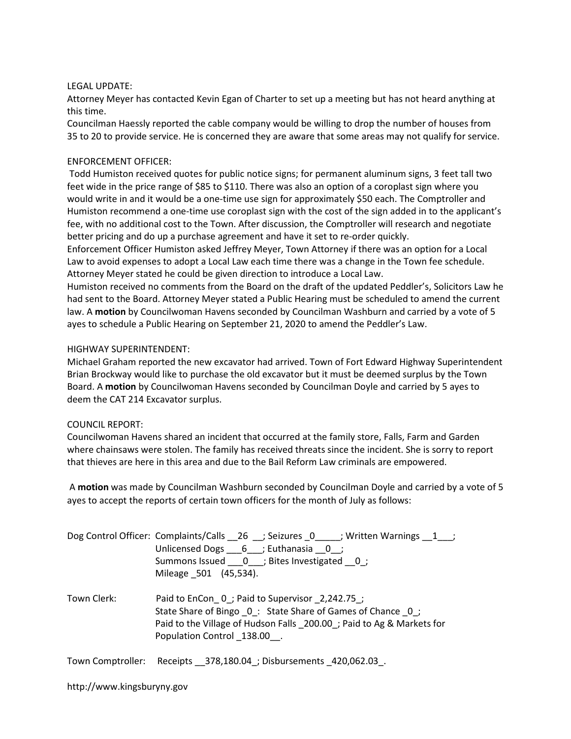LEGAL UPDATE:
Attorney Meyer has contacted Kevin Egan of Charter to set up a meeting but has not heard anything at this time.
Councilman Haessly reported the cable company would be willing to drop the number of houses from 35 to 20 to provide service. He is concerned they are aware that some areas may not qualify for service.

ENFORCEMENT OFFICER:
Todd Humiston received quotes for public notice signs; for permanent aluminum signs, 3 feet tall two feet wide in the price range of $85 to $110. There was also an option of a coroplast sign where you would write in and it would be a one-time use sign for approximately $50 each. The Comptroller and Humiston recommend a one-time use coroplast sign with the cost of the sign added in to the applicant's fee, with no additional cost to the Town. After discussion, the Comptroller will research and negotiate better pricing and do up a purchase agreement and have it set to re-order quickly.
Enforcement Officer Humiston asked Jeffrey Meyer, Town Attorney if there was an option for a Local Law to avoid expenses to adopt a Local Law each time there was a change in the Town fee schedule. Attorney Meyer stated he could be given direction to introduce a Local Law.
Humiston received no comments from the Board on the draft of the updated Peddler's, Solicitors Law he had sent to the Board. Attorney Meyer stated a Public Hearing must be scheduled to amend the current law. A **motion** by Councilwoman Havens seconded by Councilman Washburn and carried by a vote of 5 ayes to schedule a Public Hearing on September 21, 2020 to amend the Peddler's Law.

HIGHWAY SUPERINTENDENT:
Michael Graham reported the new excavator had arrived. Town of Fort Edward Highway Superintendent Brian Brockway would like to purchase the old excavator but it must be deemed surplus by the Town Board. A **motion** by Councilwoman Havens seconded by Councilman Doyle and carried by 5 ayes to deem the CAT 214 Excavator surplus.

COUNCIL REPORT:
Councilwoman Havens shared an incident that occurred at the family store, Falls, Farm and Garden where chainsaws were stolen. The family has received threats since the incident. She is sorry to report that thieves are here in this area and due to the Bail Reform Law criminals are empowered.

A **motion** was made by Councilman Washburn seconded by Councilman Doyle and carried by a vote of 5 ayes to accept the reports of certain town officers for the month of July as follows:

Dog Control Officer: Complaints/Calls __26 __; Seizures _0_____; Written Warnings __1___;
Unlicensed Dogs ___6___; Euthanasia __0__;
Summons Issued ___0___; Bites Investigated __0_;
Mileage _501 (45,534).

Town Clerk: Paid to EnCon_ 0_; Paid to Supervisor _2,242.75_;
State Share of Bingo _0_: State Share of Games of Chance _0_;
Paid to the Village of Hudson Falls _200.00_; Paid to Ag & Markets for Population Control _138.00__.

Town Comptroller: Receipts __378,180.04_; Disbursements _420,062.03_.

http://www.kingsburyny.gov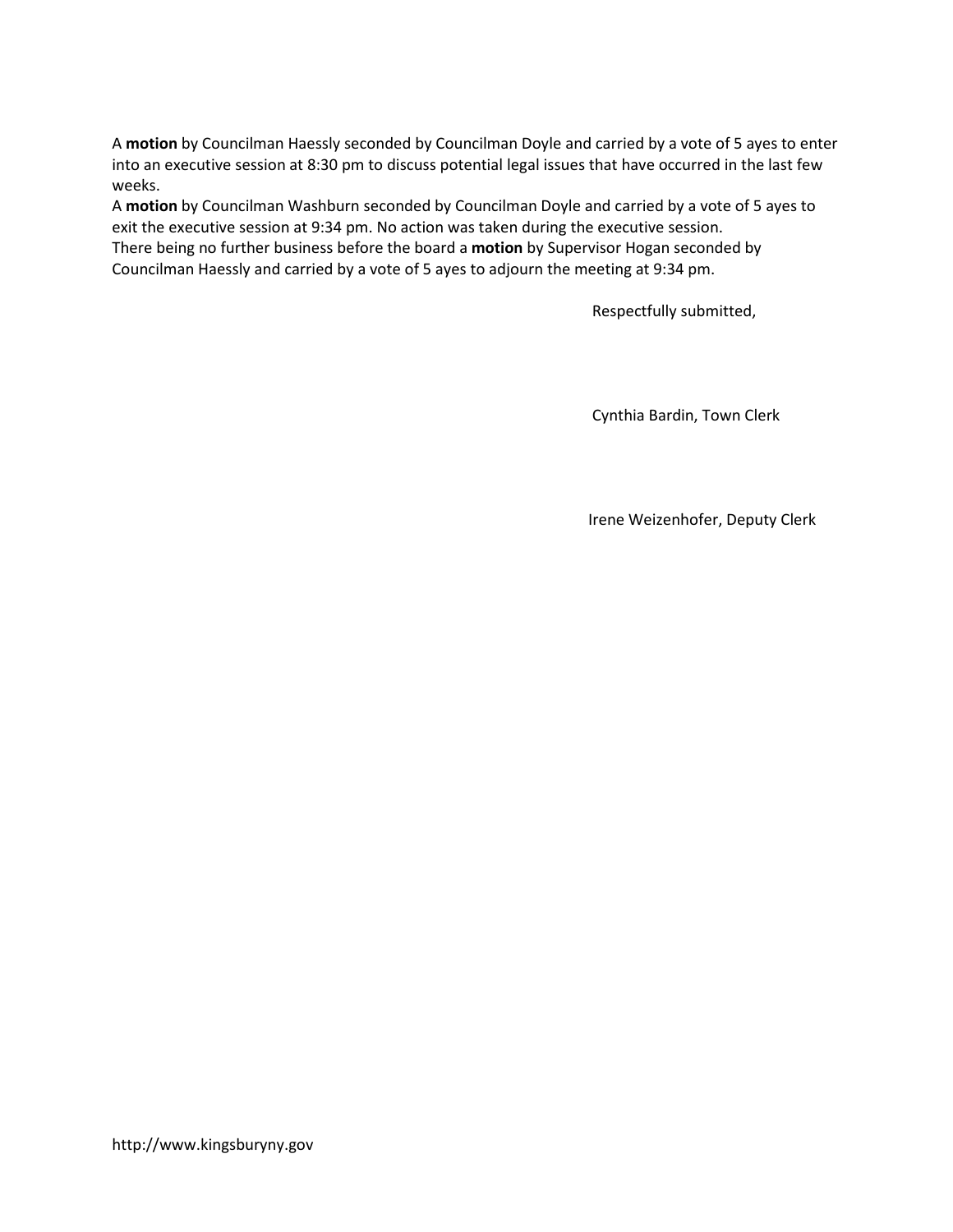A **motion** by Councilman Haessly seconded by Councilman Doyle and carried by a vote of 5 ayes to enter into an executive session at 8:30 pm to discuss potential legal issues that have occurred in the last few weeks.
A **motion** by Councilman Washburn seconded by Councilman Doyle and carried by a vote of 5 ayes to exit the executive session at 9:34 pm. No action was taken during the executive session.
There being no further business before the board a **motion** by Supervisor Hogan seconded by Councilman Haessly and carried by a vote of 5 ayes to adjourn the meeting at 9:34 pm.

Respectfully submitted,

Cynthia Bardin, Town Clerk

Irene Weizenhofer, Deputy Clerk

http://www.kingsburyny.gov